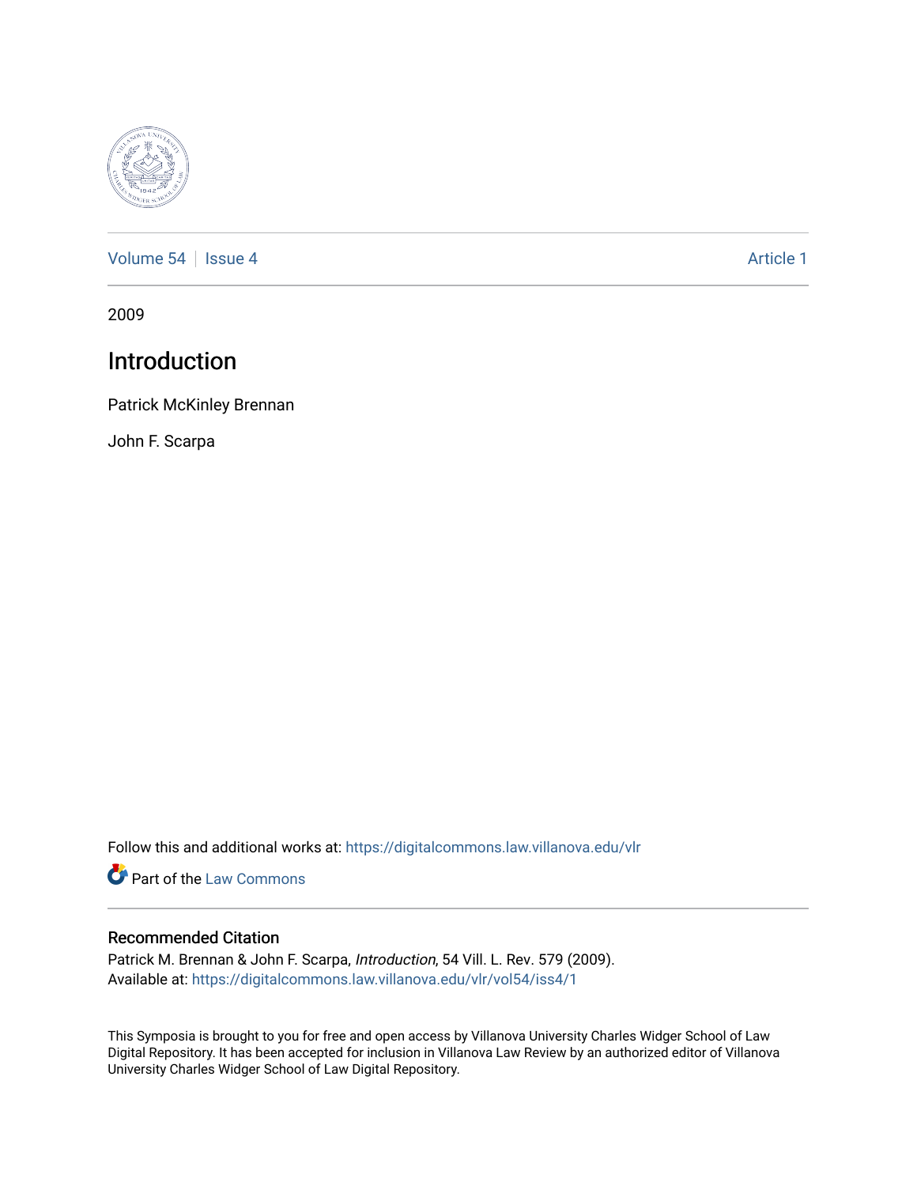Volume 54 | Issue 4 Article 1

2009

# Introduction

Patrick McKinley Brennan

John F. Scarpa

Follow this and additional works at: https://digitalcommons.law.villanova.edu/vlr

Part of the Law Commons

## Recommended Citation

Patrick M. Brennan & John F. Scarpa, *Introduction*, 54 Vill. L. Rev. 579 (2009).
Available at: https://digitalcommons.law.villanova.edu/vlr/vol54/iss4/1

This Symposia is brought to you for free and open access by Villanova University Charles Widger School of Law Digital Repository. It has been accepted for inclusion in Villanova Law Review by an authorized editor of Villanova University Charles Widger School of Law Digital Repository.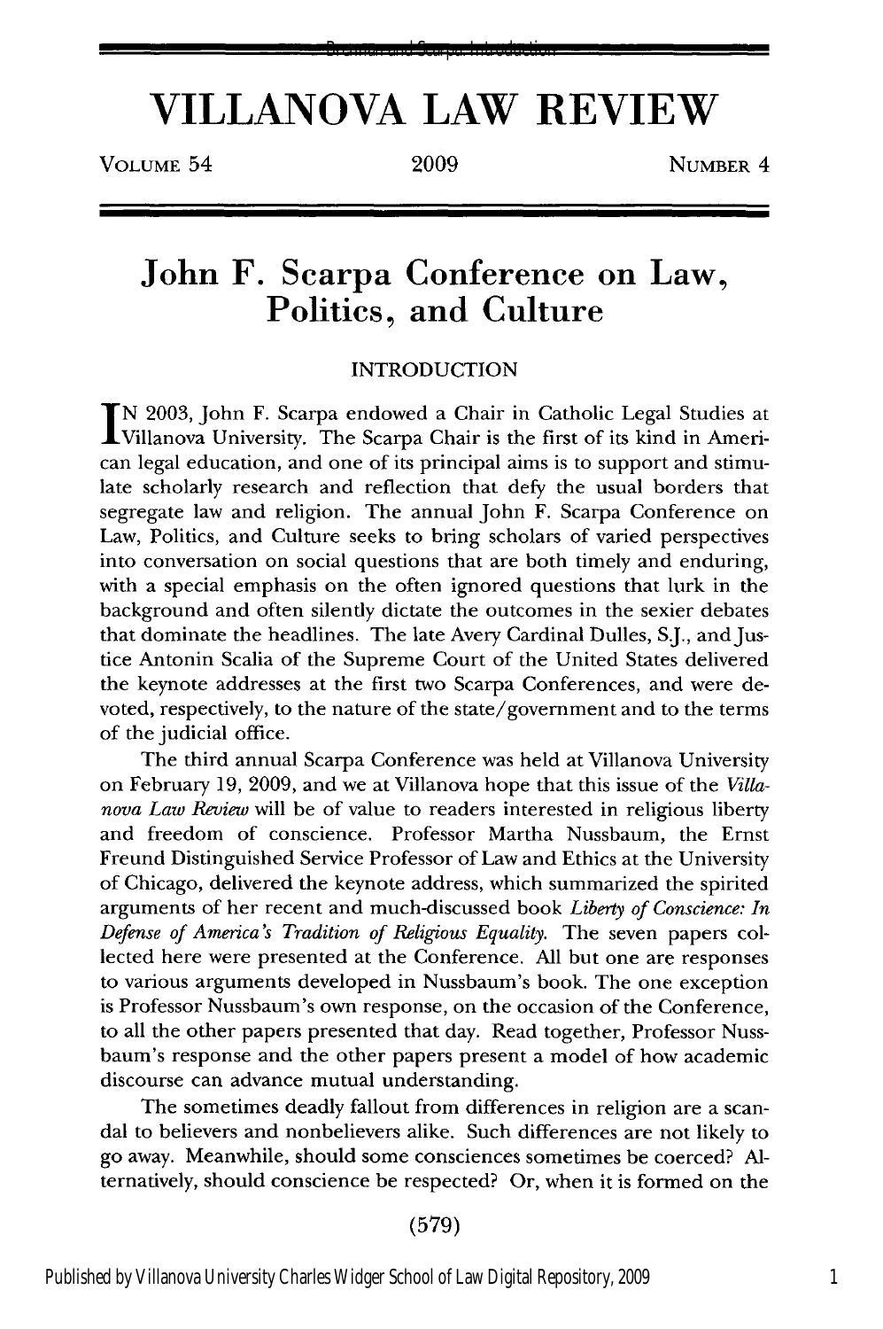# VILLANOVA LAW REVIEW

VOLUME 54 | 2009 | NUMBER 4

## John F. Scarpa Conference on Law, Politics, and Culture

### INTRODUCTION

IN 2003, John F. Scarpa endowed a Chair in Catholic Legal Studies at Villanova University. The Scarpa Chair is the first of its kind in American legal education, and one of its principal aims is to support and stimulate scholarly research and reflection that defy the usual borders that segregate law and religion. The annual John F. Scarpa Conference on Law, Politics, and Culture seeks to bring scholars of varied perspectives into conversation on social questions that are both timely and enduring, with a special emphasis on the often ignored questions that lurk in the background and often silently dictate the outcomes in the sexier debates that dominate the headlines. The late Avery Cardinal Dulles, S.J., and Justice Antonin Scalia of the Supreme Court of the United States delivered the keynote addresses at the first two Scarpa Conferences, and were devoted, respectively, to the nature of the state/government and to the terms of the judicial office.

The third annual Scarpa Conference was held at Villanova University on February 19, 2009, and we at Villanova hope that this issue of the *Villanova Law Review* will be of value to readers interested in religious liberty and freedom of conscience. Professor Martha Nussbaum, the Ernst Freund Distinguished Service Professor of Law and Ethics at the University of Chicago, delivered the keynote address, which summarized the spirited arguments of her recent and much-discussed book *Liberty of Conscience: In Defense of America's Tradition of Religious Equality*. The seven papers collected here were presented at the Conference. All but one are responses to various arguments developed in Nussbaum's book. The one exception is Professor Nussbaum's own response, on the occasion of the Conference, to all the other papers presented that day. Read together, Professor Nussbaum's response and the other papers present a model of how academic discourse can advance mutual understanding.

The sometimes deadly fallout from differences in religion are a scandal to believers and nonbelievers alike. Such differences are not likely to go away. Meanwhile, should some consciences sometimes be coerced? Alternatively, should conscience be respected? Or, when it is formed on the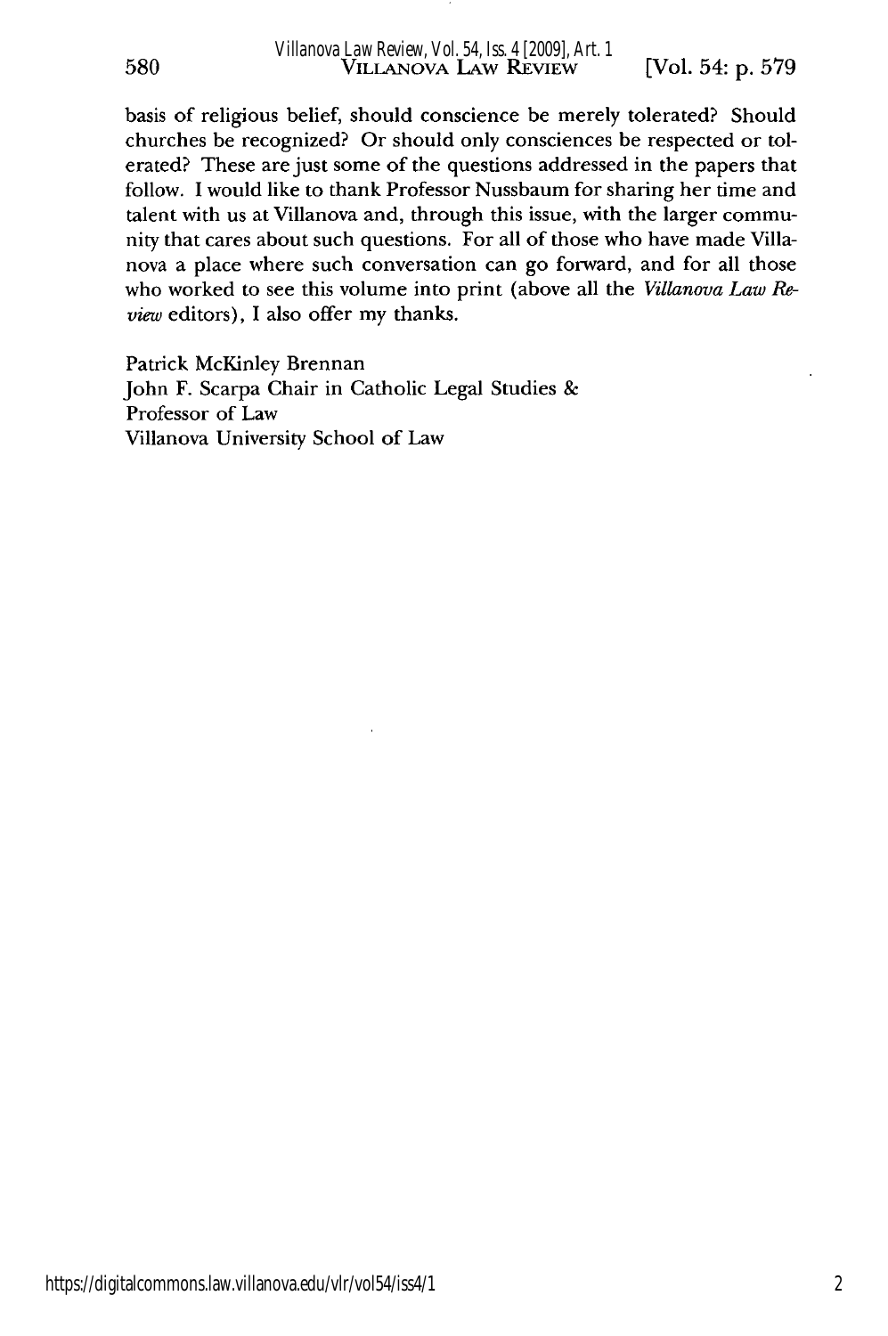basis of religious belief, should conscience be merely tolerated? Should churches be recognized? Or should only consciences be respected or tolerated? These are just some of the questions addressed in the papers that follow. I would like to thank Professor Nussbaum for sharing her time and talent with us at Villanova and, through this issue, with the larger community that cares about such questions. For all of those who have made Villanova a place where such conversation can go forward, and for all those who worked to see this volume into print (above all the *Villanova Law Review* editors), I also offer my thanks.

Patrick McKinley Brennan
John F. Scarpa Chair in Catholic Legal Studies &
Professor of Law
Villanova University School of Law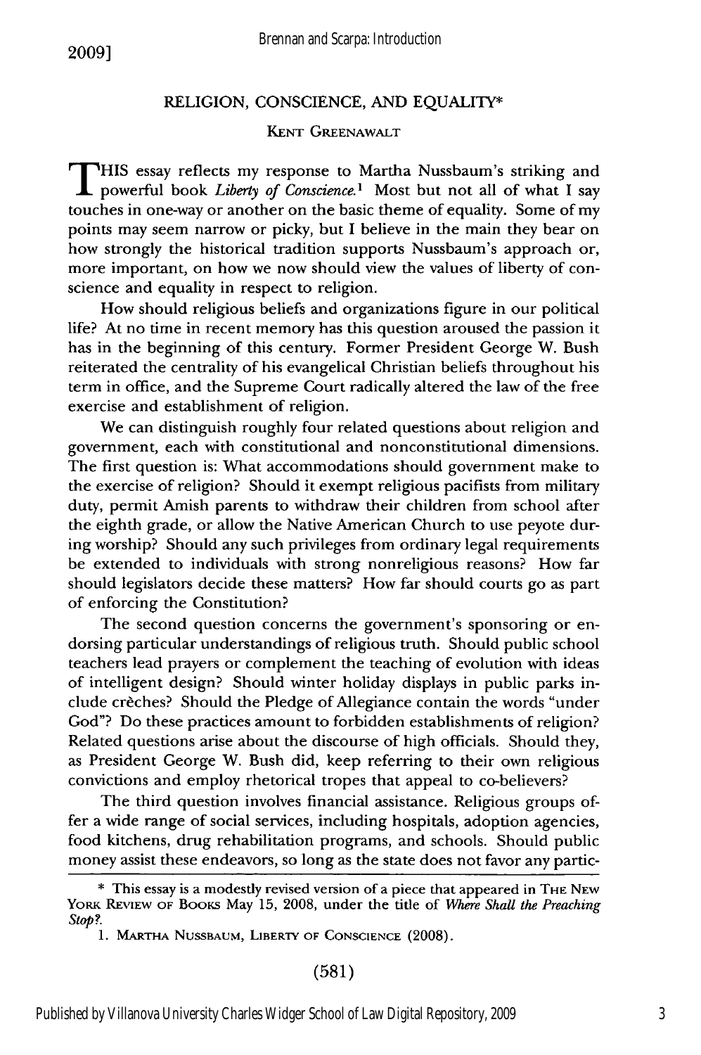## RELIGION, CONSCIENCE, AND EQUALITY*

### KENT GREENAWALT

THIS essay reflects my response to Martha Nussbaum's striking and powerful book *Liberty of Conscience.*[1] Most but not all of what I say touches in one-way or another on the basic theme of equality. Some of my points may seem narrow or picky, but I believe in the main they bear on how strongly the historical tradition supports Nussbaum's approach or, more important, on how we now should view the values of liberty of conscience and equality in respect to religion.

How should religious beliefs and organizations figure in our political life? At no time in recent memory has this question aroused the passion it has in the beginning of this century. Former President George W. Bush reiterated the centrality of his evangelical Christian beliefs throughout his term in office, and the Supreme Court radically altered the law of the free exercise and establishment of religion.

We can distinguish roughly four related questions about religion and government, each with constitutional and nonconstitutional dimensions. The first question is: What accommodations should government make to the exercise of religion? Should it exempt religious pacifists from military duty, permit Amish parents to withdraw their children from school after the eighth grade, or allow the Native American Church to use peyote during worship? Should any such privileges from ordinary legal requirements be extended to individuals with strong nonreligious reasons? How far should legislators decide these matters? How far should courts go as part of enforcing the Constitution?

The second question concerns the government's sponsoring or endorsing particular understandings of religious truth. Should public school teachers lead prayers or complement the teaching of evolution with ideas of intelligent design? Should winter holiday displays in public parks include crèches? Should the Pledge of Allegiance contain the words "under God"? Do these practices amount to forbidden establishments of religion? Related questions arise about the discourse of high officials. Should they, as President George W. Bush did, keep referring to their own religious convictions and employ rhetorical tropes that appeal to co-believers?

The third question involves financial assistance. Religious groups offer a wide range of social services, including hospitals, adoption agencies, food kitchens, drug rehabilitation programs, and schools. Should public money assist these endeavors, so long as the state does not favor any partic-

---

\* This essay is a modestly revised version of a piece that appeared in THE NEW YORK REVIEW OF BOOKS May 15, 2008, under the title of *Where Shall the Preaching Stop?*.

1. MARTHA NUSSBAUM, LIBERTY OF CONSCIENCE (2008).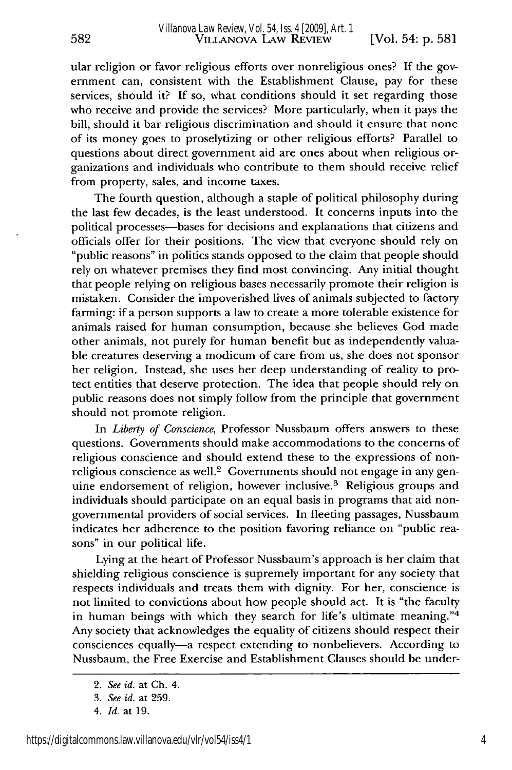ular religion or favor religious efforts over nonreligious ones? If the government can, consistent with the Establishment Clause, pay for these services, should it? If so, what conditions should it set regarding those who receive and provide the services? More particularly, when it pays the bill, should it bar religious discrimination and should it ensure that none of its money goes to proselytizing or other religious efforts? Parallel to questions about direct government aid are ones about when religious organizations and individuals who contribute to them should receive relief from property, sales, and income taxes.

The fourth question, although a staple of political philosophy during the last few decades, is the least understood. It concerns inputs into the political processes—bases for decisions and explanations that citizens and officials offer for their positions. The view that everyone should rely on "public reasons" in politics stands opposed to the claim that people should rely on whatever premises they find most convincing. Any initial thought that people relying on religious bases necessarily promote their religion is mistaken. Consider the impoverished lives of animals subjected to factory farming: if a person supports a law to create a more tolerable existence for animals raised for human consumption, because she believes God made other animals, not purely for human benefit but as independently valuable creatures deserving a modicum of care from us, she does not sponsor her religion. Instead, she uses her deep understanding of reality to protect entities that deserve protection. The idea that people should rely on public reasons does not simply follow from the principle that government should not promote religion.

In *Liberty of Conscience*, Professor Nussbaum offers answers to these questions. Governments should make accommodations to the concerns of religious conscience and should extend these to the expressions of nonreligious conscience as well.[2] Governments should not engage in any genuine endorsement of religion, however inclusive.[3] Religious groups and individuals should participate on an equal basis in programs that aid nongovernmental providers of social services. In fleeting passages, Nussbaum indicates her adherence to the position favoring reliance on "public reasons" in our political life.

Lying at the heart of Professor Nussbaum's approach is her claim that shielding religious conscience is supremely important for any society that respects individuals and treats them with dignity. For her, conscience is not limited to convictions about how people should act. It is "the faculty in human beings with which they search for life's ultimate meaning."[4] Any society that acknowledges the equality of citizens should respect their consciences equally—a respect extending to nonbelievers. According to Nussbaum, the Free Exercise and Establishment Clauses should be under-

2. *See id.* at Ch. 4.

3. *See id.* at 259.

4. *Id.* at 19.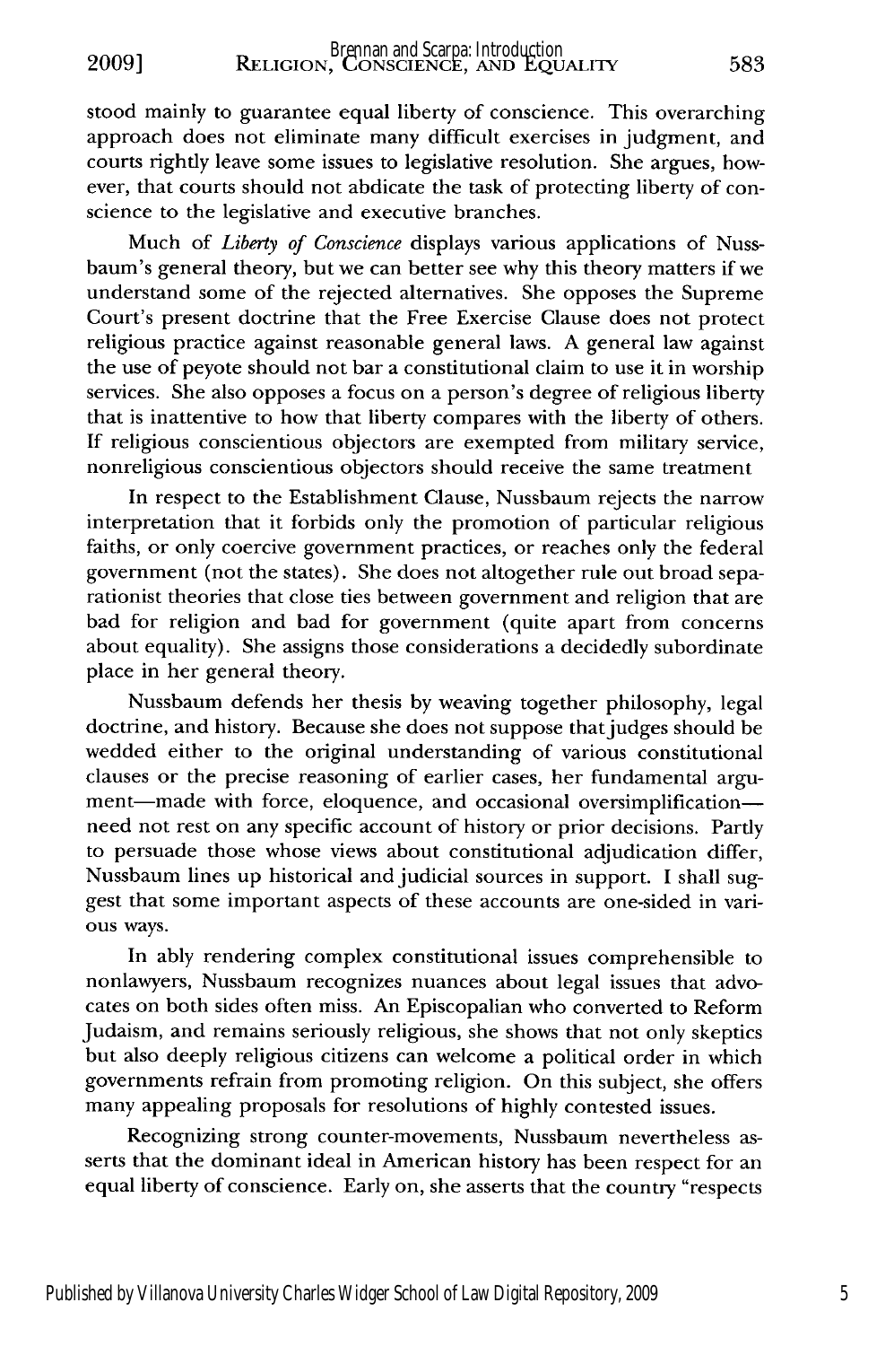stood mainly to guarantee equal liberty of conscience. This overarching approach does not eliminate many difficult exercises in judgment, and courts rightly leave some issues to legislative resolution. She argues, however, that courts should not abdicate the task of protecting liberty of conscience to the legislative and executive branches.

Much of *Liberty of Conscience* displays various applications of Nussbaum's general theory, but we can better see why this theory matters if we understand some of the rejected alternatives. She opposes the Supreme Court's present doctrine that the Free Exercise Clause does not protect religious practice against reasonable general laws. A general law against the use of peyote should not bar a constitutional claim to use it in worship services. She also opposes a focus on a person's degree of religious liberty that is inattentive to how that liberty compares with the liberty of others. If religious conscientious objectors are exempted from military service, nonreligious conscientious objectors should receive the same treatment

In respect to the Establishment Clause, Nussbaum rejects the narrow interpretation that it forbids only the promotion of particular religious faiths, or only coercive government practices, or reaches only the federal government (not the states). She does not altogether rule out broad separationist theories that close ties between government and religion that are bad for religion and bad for government (quite apart from concerns about equality). She assigns those considerations a decidedly subordinate place in her general theory.

Nussbaum defends her thesis by weaving together philosophy, legal doctrine, and history. Because she does not suppose that judges should be wedded either to the original understanding of various constitutional clauses or the precise reasoning of earlier cases, her fundamental argument—made with force, eloquence, and occasional oversimplification—need not rest on any specific account of history or prior decisions. Partly to persuade those whose views about constitutional adjudication differ, Nussbaum lines up historical and judicial sources in support. I shall suggest that some important aspects of these accounts are one-sided in various ways.

In ably rendering complex constitutional issues comprehensible to nonlawyers, Nussbaum recognizes nuances about legal issues that advocates on both sides often miss. An Episcopalian who converted to Reform Judaism, and remains seriously religious, she shows that not only skeptics but also deeply religious citizens can welcome a political order in which governments refrain from promoting religion. On this subject, she offers many appealing proposals for resolutions of highly contested issues.

Recognizing strong counter-movements, Nussbaum nevertheless asserts that the dominant ideal in American history has been respect for an equal liberty of conscience. Early on, she asserts that the country "respects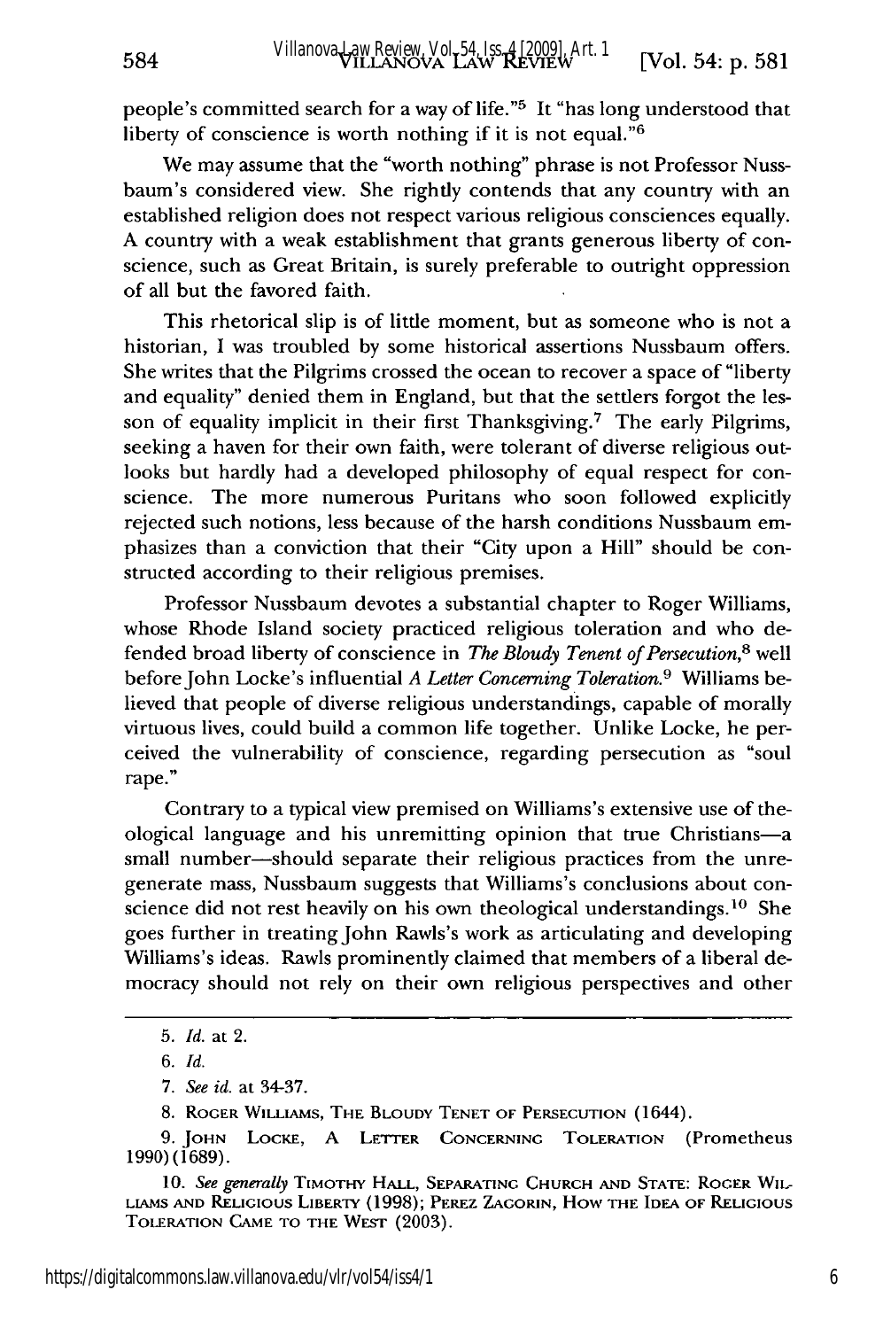people's committed search for a way of life."[5] It "has long understood that liberty of conscience is worth nothing if it is not equal."[6]

We may assume that the "worth nothing" phrase is not Professor Nussbaum's considered view. She rightly contends that any country with an established religion does not respect various religious consciences equally. A country with a weak establishment that grants generous liberty of conscience, such as Great Britain, is surely preferable to outright oppression of all but the favored faith.

This rhetorical slip is of little moment, but as someone who is not a historian, I was troubled by some historical assertions Nussbaum offers. She writes that the Pilgrims crossed the ocean to recover a space of "liberty and equality" denied them in England, but that the settlers forgot the lesson of equality implicit in their first Thanksgiving.[7] The early Pilgrims, seeking a haven for their own faith, were tolerant of diverse religious outlooks but hardly had a developed philosophy of equal respect for conscience. The more numerous Puritans who soon followed explicitly rejected such notions, less because of the harsh conditions Nussbaum emphasizes than a conviction that their "City upon a Hill" should be constructed according to their religious premises.

Professor Nussbaum devotes a substantial chapter to Roger Williams, whose Rhode Island society practiced religious toleration and who defended broad liberty of conscience in *The Bloudy Tenent of Persecution*,[8] well before John Locke's influential *A Letter Concerning Toleration*.[9] Williams believed that people of diverse religious understandings, capable of morally virtuous lives, could build a common life together. Unlike Locke, he perceived the vulnerability of conscience, regarding persecution as "soul rape."

Contrary to a typical view premised on Williams's extensive use of theological language and his unremitting opinion that true Christians—a small number—should separate their religious practices from the unregenerate mass, Nussbaum suggests that Williams's conclusions about conscience did not rest heavily on his own theological understandings.[10] She goes further in treating John Rawls's work as articulating and developing Williams's ideas. Rawls prominently claimed that members of a liberal democracy should not rely on their own religious perspectives and other

---

5. *Id.* at 2.

6. *Id.*

7. *See id.* at 34-37.

8. ROGER WILLIAMS, THE BLOUDY TENET OF PERSECUTION (1644).

9. JOHN LOCKE, A LETTER CONCERNING TOLERATION (Prometheus 1990) (1689).

10. *See generally* TIMOTHY HALL, SEPARATING CHURCH AND STATE: ROGER WILLIAMS AND RELIGIOUS LIBERTY (1998); PEREZ ZAGORIN, HOW THE IDEA OF RELIGIOUS TOLERATION CAME TO THE WEST (2003).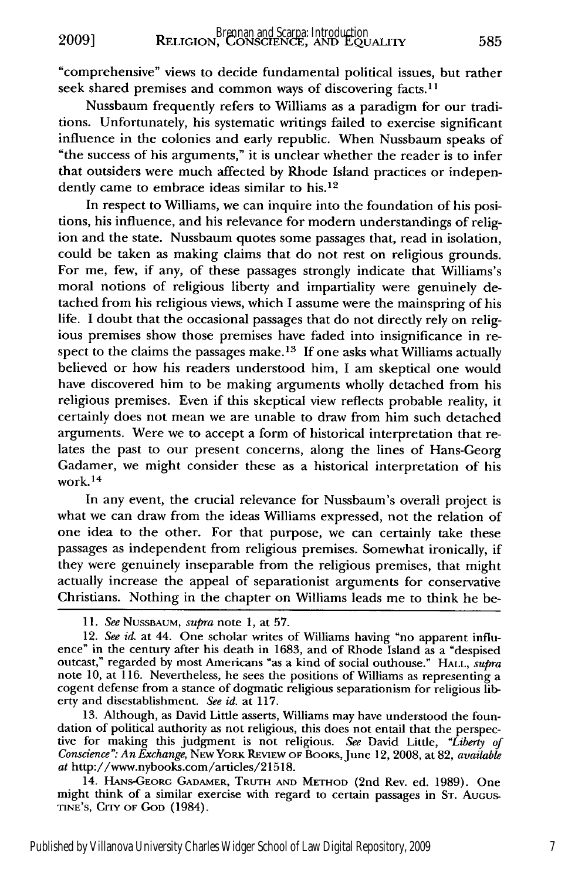"comprehensive" views to decide fundamental political issues, but rather seek shared premises and common ways of discovering facts.[11]

Nussbaum frequently refers to Williams as a paradigm for our traditions. Unfortunately, his systematic writings failed to exercise significant influence in the colonies and early republic. When Nussbaum speaks of "the success of his arguments," it is unclear whether the reader is to infer that outsiders were much affected by Rhode Island practices or independently came to embrace ideas similar to his.[12]

In respect to Williams, we can inquire into the foundation of his positions, his influence, and his relevance for modern understandings of religion and the state. Nussbaum quotes some passages that, read in isolation, could be taken as making claims that do not rest on religious grounds. For me, few, if any, of these passages strongly indicate that Williams's moral notions of religious liberty and impartiality were genuinely detached from his religious views, which I assume were the mainspring of his life. I doubt that the occasional passages that do not directly rely on religious premises show those premises have faded into insignificance in respect to the claims the passages make.[13] If one asks what Williams actually believed or how his readers understood him, I am skeptical one would have discovered him to be making arguments wholly detached from his religious premises. Even if this skeptical view reflects probable reality, it certainly does not mean we are unable to draw from him such detached arguments. Were we to accept a form of historical interpretation that relates the past to our present concerns, along the lines of Hans-Georg Gadamer, we might consider these as a historical interpretation of his work.[14]

In any event, the crucial relevance for Nussbaum's overall project is what we can draw from the ideas Williams expressed, not the relation of one idea to the other. For that purpose, we can certainly take these passages as independent from religious premises. Somewhat ironically, if they were genuinely inseparable from the religious premises, that might actually increase the appeal of separationist arguments for conservative Christians. Nothing in the chapter on Williams leads me to think he be-

11. *See* NUSSBAUM, *supra* note 1, at 57.

12. *See id.* at 44. One scholar writes of Williams having "no apparent influence" in the century after his death in 1683, and of Rhode Island as a "despised outcast," regarded by most Americans "as a kind of social outhouse." HALL, *supra* note 10, at 116. Nevertheless, he sees the positions of Williams as representing a cogent defense from a stance of dogmatic religious separationism for religious liberty and disestablishment. *See id.* at 117.

13. Although, as David Little asserts, Williams may have understood the foundation of political authority as not religious, this does not entail that the perspective for making this judgment is not religious. *See* David Little, *"Liberty of Conscience": An Exchange*, NEW YORK REVIEW OF BOOKS, June 12, 2008, at 82, *available at* http://www.nybooks.com/articles/21518.

14. HANS-GEORG GADAMER, TRUTH AND METHOD (2nd Rev. ed. 1989). One might think of a similar exercise with regard to certain passages in ST. AUGUSTINE'S, CITY OF GOD (1984).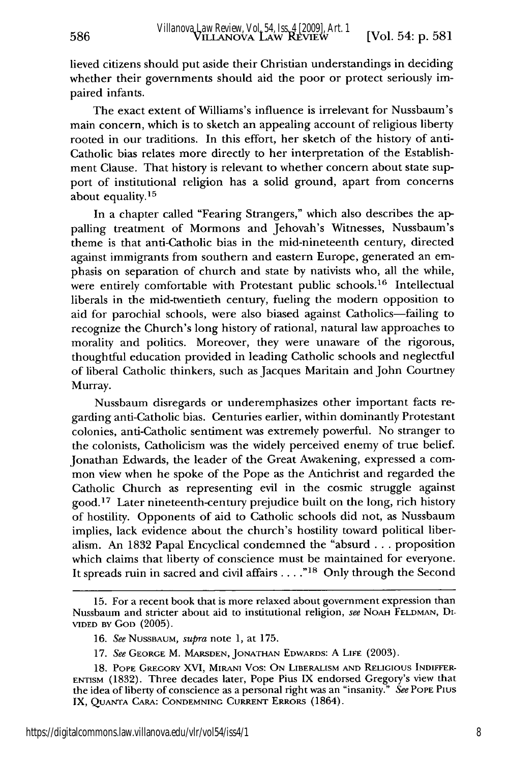lieved citizens should put aside their Christian understandings in deciding whether their governments should aid the poor or protect seriously impaired infants.

The exact extent of Williams's influence is irrelevant for Nussbaum's main concern, which is to sketch an appealing account of religious liberty rooted in our traditions. In this effort, her sketch of the history of anti-Catholic bias relates more directly to her interpretation of the Establishment Clause. That history is relevant to whether concern about state support of institutional religion has a solid ground, apart from concerns about equality.[15]

In a chapter called "Fearing Strangers," which also describes the appalling treatment of Mormons and Jehovah's Witnesses, Nussbaum's theme is that anti-Catholic bias in the mid-nineteenth century, directed against immigrants from southern and eastern Europe, generated an emphasis on separation of church and state by nativists who, all the while, were entirely comfortable with Protestant public schools.[16] Intellectual liberals in the mid-twentieth century, fueling the modern opposition to aid for parochial schools, were also biased against Catholics—failing to recognize the Church's long history of rational, natural law approaches to morality and politics. Moreover, they were unaware of the rigorous, thoughtful education provided in leading Catholic schools and neglectful of liberal Catholic thinkers, such as Jacques Maritain and John Courtney Murray.

Nussbaum disregards or underemphasizes other important facts regarding anti-Catholic bias. Centuries earlier, within dominantly Protestant colonies, anti-Catholic sentiment was extremely powerful. No stranger to the colonists, Catholicism was the widely perceived enemy of true belief. Jonathan Edwards, the leader of the Great Awakening, expressed a common view when he spoke of the Pope as the Antichrist and regarded the Catholic Church as representing evil in the cosmic struggle against good.[17] Later nineteenth-century prejudice built on the long, rich history of hostility. Opponents of aid to Catholic schools did not, as Nussbaum implies, lack evidence about the church's hostility toward political liberalism. An 1832 Papal Encyclical condemned the "absurd . . . proposition which claims that liberty of conscience must be maintained for everyone. It spreads ruin in sacred and civil affairs . . . ."[18] Only through the Second

---

15. For a recent book that is more relaxed about government expression than Nussbaum and stricter about aid to institutional religion, *see* NOAH FELDMAN, DIVIDED BY GOD (2005).

16. *See* NUSSBAUM, *supra* note 1, at 175.

17. *See* GEORGE M. MARSDEN, JONATHAN EDWARDS: A LIFE (2003).

18. POPE GREGORY XVI, MIRANI VOS: ON LIBERALISM AND RELIGIOUS INDIFFERENTISM (1832). Three decades later, Pope Pius IX endorsed Gregory's view that the idea of liberty of conscience as a personal right was an "insanity." *See* POPE PIUS IX, QUANTA CARA: CONDEMNING CURRENT ERRORS (1864).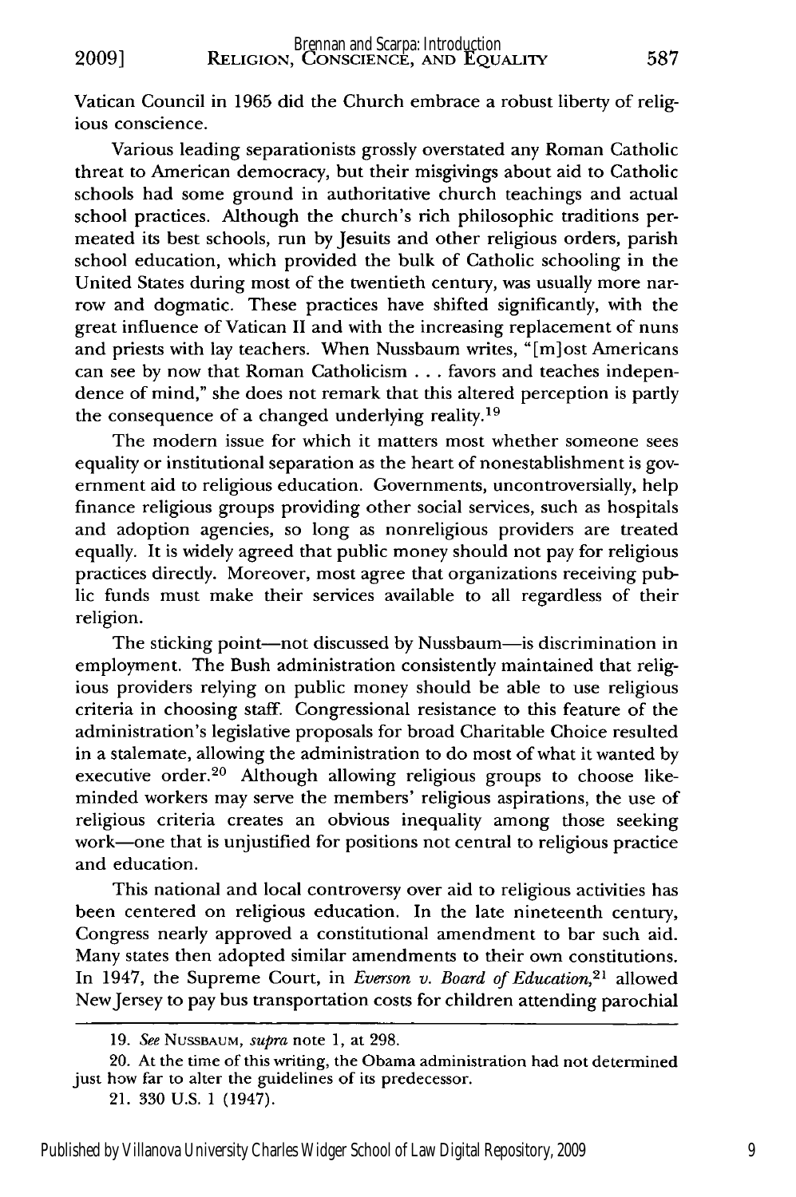Vatican Council in 1965 did the Church embrace a robust liberty of religious conscience.

Various leading separationists grossly overstated any Roman Catholic threat to American democracy, but their misgivings about aid to Catholic schools had some ground in authoritative church teachings and actual school practices. Although the church's rich philosophic traditions permeated its best schools, run by Jesuits and other religious orders, parish school education, which provided the bulk of Catholic schooling in the United States during most of the twentieth century, was usually more narrow and dogmatic. These practices have shifted significantly, with the great influence of Vatican II and with the increasing replacement of nuns and priests with lay teachers. When Nussbaum writes, "[m]ost Americans can see by now that Roman Catholicism . . . favors and teaches independence of mind," she does not remark that this altered perception is partly the consequence of a changed underlying reality.[19]

The modern issue for which it matters most whether someone sees equality or institutional separation as the heart of nonestablishment is government aid to religious education. Governments, uncontroversially, help finance religious groups providing other social services, such as hospitals and adoption agencies, so long as nonreligious providers are treated equally. It is widely agreed that public money should not pay for religious practices directly. Moreover, most agree that organizations receiving public funds must make their services available to all regardless of their religion.

The sticking point—not discussed by Nussbaum—is discrimination in employment. The Bush administration consistently maintained that religious providers relying on public money should be able to use religious criteria in choosing staff. Congressional resistance to this feature of the administration's legislative proposals for broad Charitable Choice resulted in a stalemate, allowing the administration to do most of what it wanted by executive order.[20] Although allowing religious groups to choose like-minded workers may serve the members' religious aspirations, the use of religious criteria creates an obvious inequality among those seeking work—one that is unjustified for positions not central to religious practice and education.

This national and local controversy over aid to religious activities has been centered on religious education. In the late nineteenth century, Congress nearly approved a constitutional amendment to bar such aid. Many states then adopted similar amendments to their own constitutions. In 1947, the Supreme Court, in *Everson v. Board of Education*,[21] allowed New Jersey to pay bus transportation costs for children attending parochial

---

19. *See* NUSSBAUM, *supra* note 1, at 298.

20. At the time of this writing, the Obama administration had not determined just how far to alter the guidelines of its predecessor.

21. 330 U.S. 1 (1947).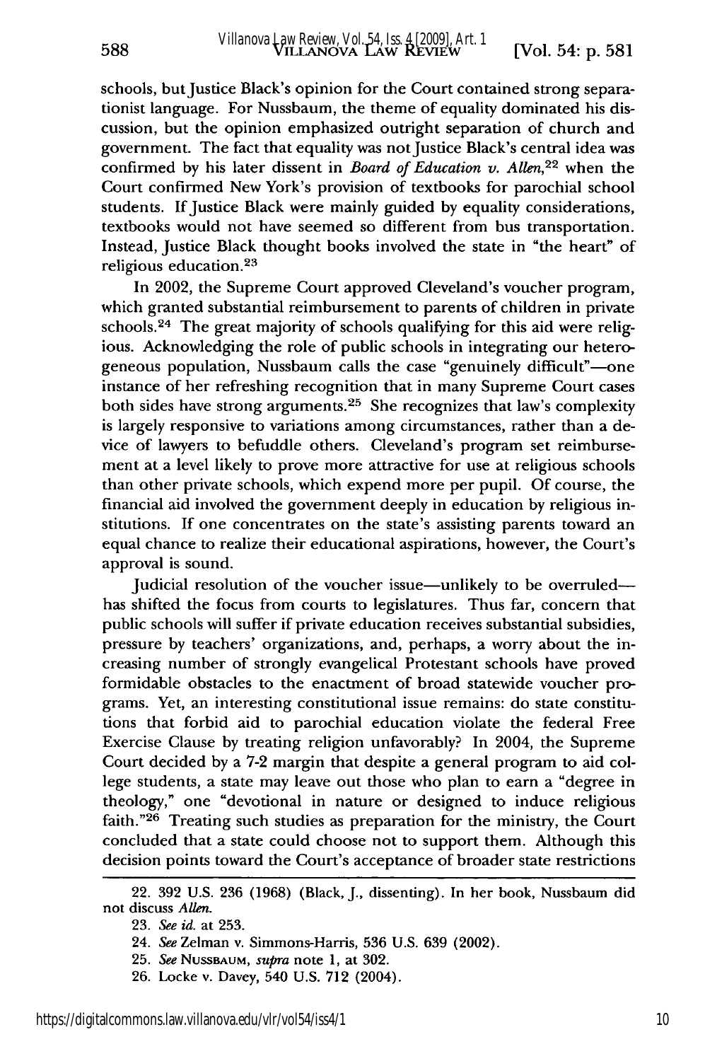schools, but Justice Black's opinion for the Court contained strong separationist language. For Nussbaum, the theme of equality dominated his discussion, but the opinion emphasized outright separation of church and government. The fact that equality was not Justice Black's central idea was confirmed by his later dissent in *Board of Education v. Allen*,[22] when the Court confirmed New York's provision of textbooks for parochial school students. If Justice Black were mainly guided by equality considerations, textbooks would not have seemed so different from bus transportation. Instead, Justice Black thought books involved the state in "the heart" of religious education.[23]

In 2002, the Supreme Court approved Cleveland's voucher program, which granted substantial reimbursement to parents of children in private schools.[24] The great majority of schools qualifying for this aid were religious. Acknowledging the role of public schools in integrating our heterogeneous population, Nussbaum calls the case "genuinely difficult"—one instance of her refreshing recognition that in many Supreme Court cases both sides have strong arguments.[25] She recognizes that law's complexity is largely responsive to variations among circumstances, rather than a device of lawyers to befuddle others. Cleveland's program set reimbursement at a level likely to prove more attractive for use at religious schools than other private schools, which expend more per pupil. Of course, the financial aid involved the government deeply in education by religious institutions. If one concentrates on the state's assisting parents toward an equal chance to realize their educational aspirations, however, the Court's approval is sound.

Judicial resolution of the voucher issue—unlikely to be overruled—has shifted the focus from courts to legislatures. Thus far, concern that public schools will suffer if private education receives substantial subsidies, pressure by teachers' organizations, and, perhaps, a worry about the increasing number of strongly evangelical Protestant schools have proved formidable obstacles to the enactment of broad statewide voucher programs. Yet, an interesting constitutional issue remains: do state constitutions that forbid aid to parochial education violate the federal Free Exercise Clause by treating religion unfavorably? In 2004, the Supreme Court decided by a 7-2 margin that despite a general program to aid college students, a state may leave out those who plan to earn a "degree in theology," one "devotional in nature or designed to induce religious faith."[26] Treating such studies as preparation for the ministry, the Court concluded that a state could choose not to support them. Although this decision points toward the Court's acceptance of broader state restrictions

---

22. 392 U.S. 236 (1968) (Black, J., dissenting). In her book, Nussbaum did not discuss *Allen*.

23. *See id.* at 253.

24. *See* Zelman v. Simmons-Harris, 536 U.S. 639 (2002).

25. *See* NUSSBAUM, *supra* note 1, at 302.

26. Locke v. Davey, 540 U.S. 712 (2004).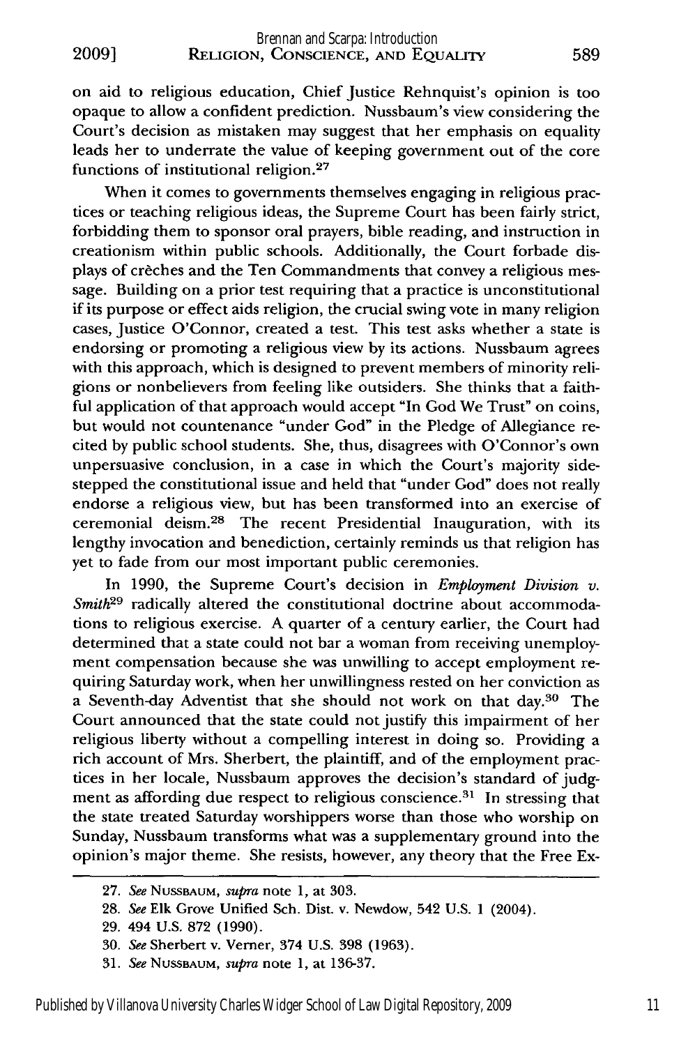on aid to religious education, Chief Justice Rehnquist's opinion is too opaque to allow a confident prediction. Nussbaum's view considering the Court's decision as mistaken may suggest that her emphasis on equality leads her to underrate the value of keeping government out of the core functions of institutional religion.[27]

When it comes to governments themselves engaging in religious practices or teaching religious ideas, the Supreme Court has been fairly strict, forbidding them to sponsor oral prayers, bible reading, and instruction in creationism within public schools. Additionally, the Court forbade displays of crèches and the Ten Commandments that convey a religious message. Building on a prior test requiring that a practice is unconstitutional if its purpose or effect aids religion, the crucial swing vote in many religion cases, Justice O'Connor, created a test. This test asks whether a state is endorsing or promoting a religious view by its actions. Nussbaum agrees with this approach, which is designed to prevent members of minority religions or nonbelievers from feeling like outsiders. She thinks that a faithful application of that approach would accept "In God We Trust" on coins, but would not countenance "under God" in the Pledge of Allegiance recited by public school students. She, thus, disagrees with O'Connor's own unpersuasive conclusion, in a case in which the Court's majority sidestepped the constitutional issue and held that "under God" does not really endorse a religious view, but has been transformed into an exercise of ceremonial deism.[28] The recent Presidential Inauguration, with its lengthy invocation and benediction, certainly reminds us that religion has yet to fade from our most important public ceremonies.

In 1990, the Supreme Court's decision in *Employment Division v. Smith*[29] radically altered the constitutional doctrine about accommodations to religious exercise. A quarter of a century earlier, the Court had determined that a state could not bar a woman from receiving unemployment compensation because she was unwilling to accept employment requiring Saturday work, when her unwillingness rested on her conviction as a Seventh-day Adventist that she should not work on that day.[30] The Court announced that the state could not justify this impairment of her religious liberty without a compelling interest in doing so. Providing a rich account of Mrs. Sherbert, the plaintiff, and of the employment practices in her locale, Nussbaum approves the decision's standard of judgment as affording due respect to religious conscience.[31] In stressing that the state treated Saturday worshippers worse than those who worship on Sunday, Nussbaum transforms what was a supplementary ground into the opinion's major theme. She resists, however, any theory that the Free Ex-

---

27. *See* NUSSBAUM, *supra* note 1, at 303.

28. *See* Elk Grove Unified Sch. Dist. v. Newdow, 542 U.S. 1 (2004).

29. 494 U.S. 872 (1990).

30. *See* Sherbert v. Verner, 374 U.S. 398 (1963).

31. *See* NUSSBAUM, *supra* note 1, at 136-37.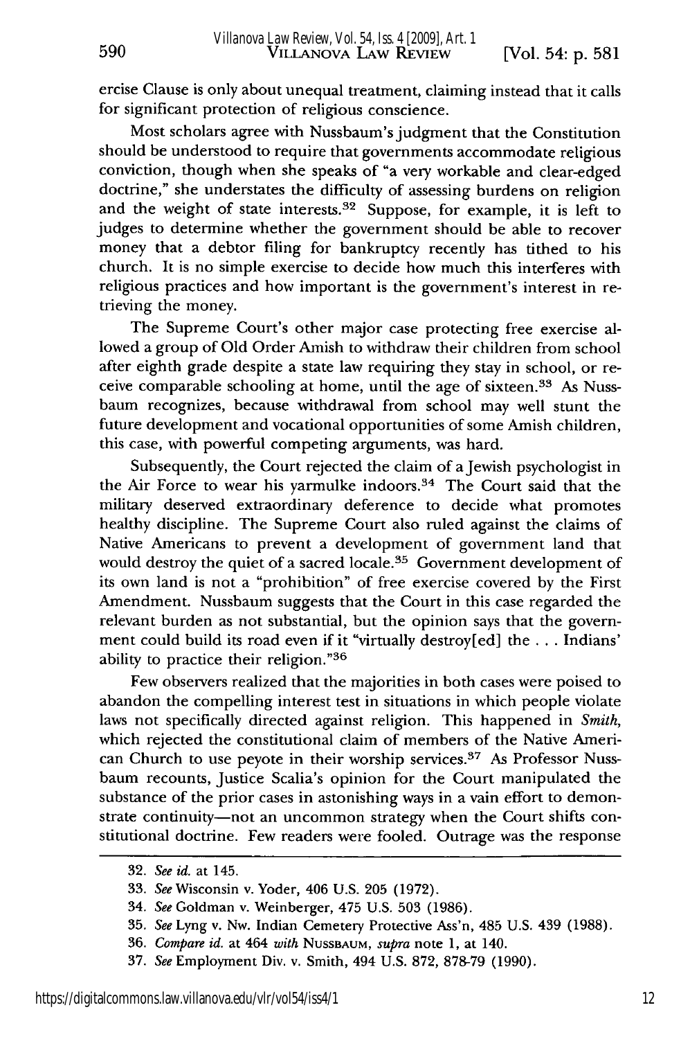ercise Clause is only about unequal treatment, claiming instead that it calls for significant protection of religious conscience.

Most scholars agree with Nussbaum's judgment that the Constitution should be understood to require that governments accommodate religious conviction, though when she speaks of "a very workable and clear-edged doctrine," she understates the difficulty of assessing burdens on religion and the weight of state interests.[32] Suppose, for example, it is left to judges to determine whether the government should be able to recover money that a debtor filing for bankruptcy recently has tithed to his church. It is no simple exercise to decide how much this interferes with religious practices and how important is the government's interest in retrieving the money.

The Supreme Court's other major case protecting free exercise allowed a group of Old Order Amish to withdraw their children from school after eighth grade despite a state law requiring they stay in school, or receive comparable schooling at home, until the age of sixteen.[33] As Nussbaum recognizes, because withdrawal from school may well stunt the future development and vocational opportunities of some Amish children, this case, with powerful competing arguments, was hard.

Subsequently, the Court rejected the claim of a Jewish psychologist in the Air Force to wear his yarmulke indoors.[34] The Court said that the military deserved extraordinary deference to decide what promotes healthy discipline. The Supreme Court also ruled against the claims of Native Americans to prevent a development of government land that would destroy the quiet of a sacred locale.[35] Government development of its own land is not a "prohibition" of free exercise covered by the First Amendment. Nussbaum suggests that the Court in this case regarded the relevant burden as not substantial, but the opinion says that the government could build its road even if it "virtually destroy[ed] the . . . Indians' ability to practice their religion."[36]

Few observers realized that the majorities in both cases were poised to abandon the compelling interest test in situations in which people violate laws not specifically directed against religion. This happened in *Smith*, which rejected the constitutional claim of members of the Native American Church to use peyote in their worship services.[37] As Professor Nussbaum recounts, Justice Scalia's opinion for the Court manipulated the substance of the prior cases in astonishing ways in a vain effort to demonstrate continuity—not an uncommon strategy when the Court shifts constitutional doctrine. Few readers were fooled. Outrage was the response

---

32. *See id.* at 145.

33. *See* Wisconsin v. Yoder, 406 U.S. 205 (1972).

34. *See* Goldman v. Weinberger, 475 U.S. 503 (1986).

35. *See* Lyng v. Nw. Indian Cemetery Protective Ass'n, 485 U.S. 439 (1988).

36. *Compare id.* at 464 *with* NUSSBAUM, *supra* note 1, at 140.

37. *See* Employment Div. v. Smith, 494 U.S. 872, 878-79 (1990).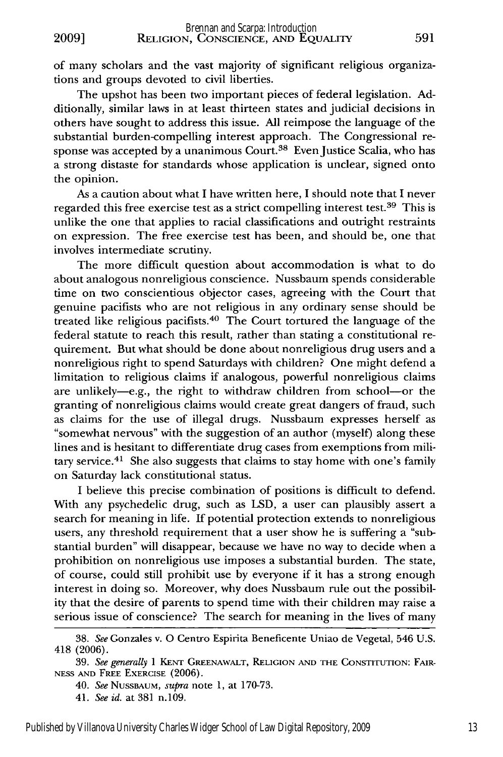of many scholars and the vast majority of significant religious organizations and groups devoted to civil liberties.

The upshot has been two important pieces of federal legislation. Additionally, similar laws in at least thirteen states and judicial decisions in others have sought to address this issue. All reimpose the language of the substantial burden-compelling interest approach. The Congressional response was accepted by a unanimous Court.[38] Even Justice Scalia, who has a strong distaste for standards whose application is unclear, signed onto the opinion.

As a caution about what I have written here, I should note that I never regarded this free exercise test as a strict compelling interest test.[39] This is unlike the one that applies to racial classifications and outright restraints on expression. The free exercise test has been, and should be, one that involves intermediate scrutiny.

The more difficult question about accommodation is what to do about analogous nonreligious conscience. Nussbaum spends considerable time on two conscientious objector cases, agreeing with the Court that genuine pacifists who are not religious in any ordinary sense should be treated like religious pacifists.[40] The Court tortured the language of the federal statute to reach this result, rather than stating a constitutional requirement. But what should be done about nonreligious drug users and a nonreligious right to spend Saturdays with children? One might defend a limitation to religious claims if analogous, powerful nonreligious claims are unlikely—e.g., the right to withdraw children from school—or the granting of nonreligious claims would create great dangers of fraud, such as claims for the use of illegal drugs. Nussbaum expresses herself as "somewhat nervous" with the suggestion of an author (myself) along these lines and is hesitant to differentiate drug cases from exemptions from military service.[41] She also suggests that claims to stay home with one's family on Saturday lack constitutional status.

I believe this precise combination of positions is difficult to defend. With any psychedelic drug, such as LSD, a user can plausibly assert a search for meaning in life. If potential protection extends to nonreligious users, any threshold requirement that a user show he is suffering a "substantial burden" will disappear, because we have no way to decide when a prohibition on nonreligious use imposes a substantial burden. The state, of course, could still prohibit use by everyone if it has a strong enough interest in doing so. Moreover, why does Nussbaum rule out the possibility that the desire of parents to spend time with their children may raise a serious issue of conscience? The search for meaning in the lives of many

---

38. *See* Gonzales v. O Centro Espirita Beneficente Uniao de Vegetal, 546 U.S. 418 (2006).

39. *See generally* 1 KENT GREENAWALT, RELIGION AND THE CONSTITUTION: FAIRNESS AND FREE EXERCISE (2006).

40. *See* NUSSBAUM, *supra* note 1, at 170-73.

41. *See id.* at 381 n.109.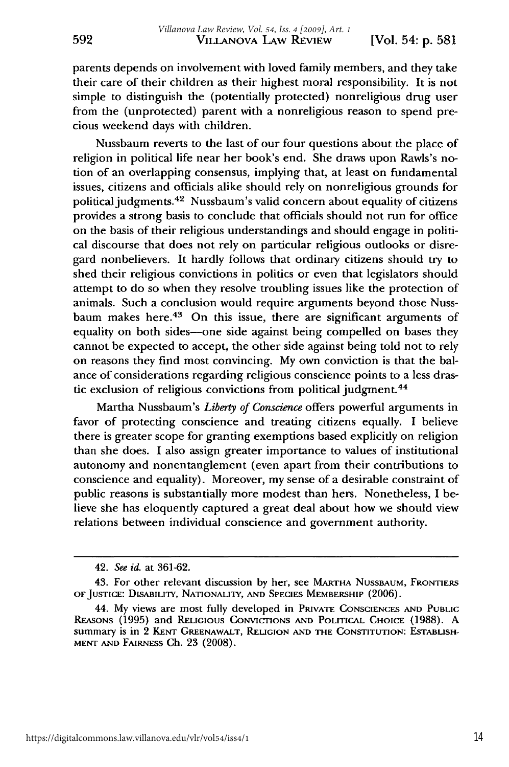parents depends on involvement with loved family members, and they take their care of their children as their highest moral responsibility. It is not simple to distinguish the (potentially protected) nonreligious drug user from the (unprotected) parent with a nonreligious reason to spend precious weekend days with children.

Nussbaum reverts to the last of our four questions about the place of religion in political life near her book's end. She draws upon Rawls's notion of an overlapping consensus, implying that, at least on fundamental issues, citizens and officials alike should rely on nonreligious grounds for political judgments.[42] Nussbaum's valid concern about equality of citizens provides a strong basis to conclude that officials should not run for office on the basis of their religious understandings and should engage in political discourse that does not rely on particular religious outlooks or disregard nonbelievers. It hardly follows that ordinary citizens should try to shed their religious convictions in politics or even that legislators should attempt to do so when they resolve troubling issues like the protection of animals. Such a conclusion would require arguments beyond those Nussbaum makes here.[43] On this issue, there are significant arguments of equality on both sides—one side against being compelled on bases they cannot be expected to accept, the other side against being told not to rely on reasons they find most convincing. My own conviction is that the balance of considerations regarding religious conscience points to a less drastic exclusion of religious convictions from political judgment.[44]

Martha Nussbaum's *Liberty of Conscience* offers powerful arguments in favor of protecting conscience and treating citizens equally. I believe there is greater scope for granting exemptions based explicitly on religion than she does. I also assign greater importance to values of institutional autonomy and nonentanglement (even apart from their contributions to conscience and equality). Moreover, my sense of a desirable constraint of public reasons is substantially more modest than hers. Nonetheless, I believe she has eloquently captured a great deal about how we should view relations between individual conscience and government authority.

---

42. *See id.* at 361-62.

43. For other relevant discussion by her, see MARTHA NUSSBAUM, FRONTIERS OF JUSTICE: DISABILITY, NATIONALITY, AND SPECIES MEMBERSHIP (2006).

44. My views are most fully developed in PRIVATE CONSCIENCES AND PUBLIC REASONS (1995) and RELIGIOUS CONVICTIONS AND POLITICAL CHOICE (1988). A summary is in 2 KENT GREENAWALT, RELIGION AND THE CONSTITUTION: ESTABLISHMENT AND FAIRNESS Ch. 23 (2008).